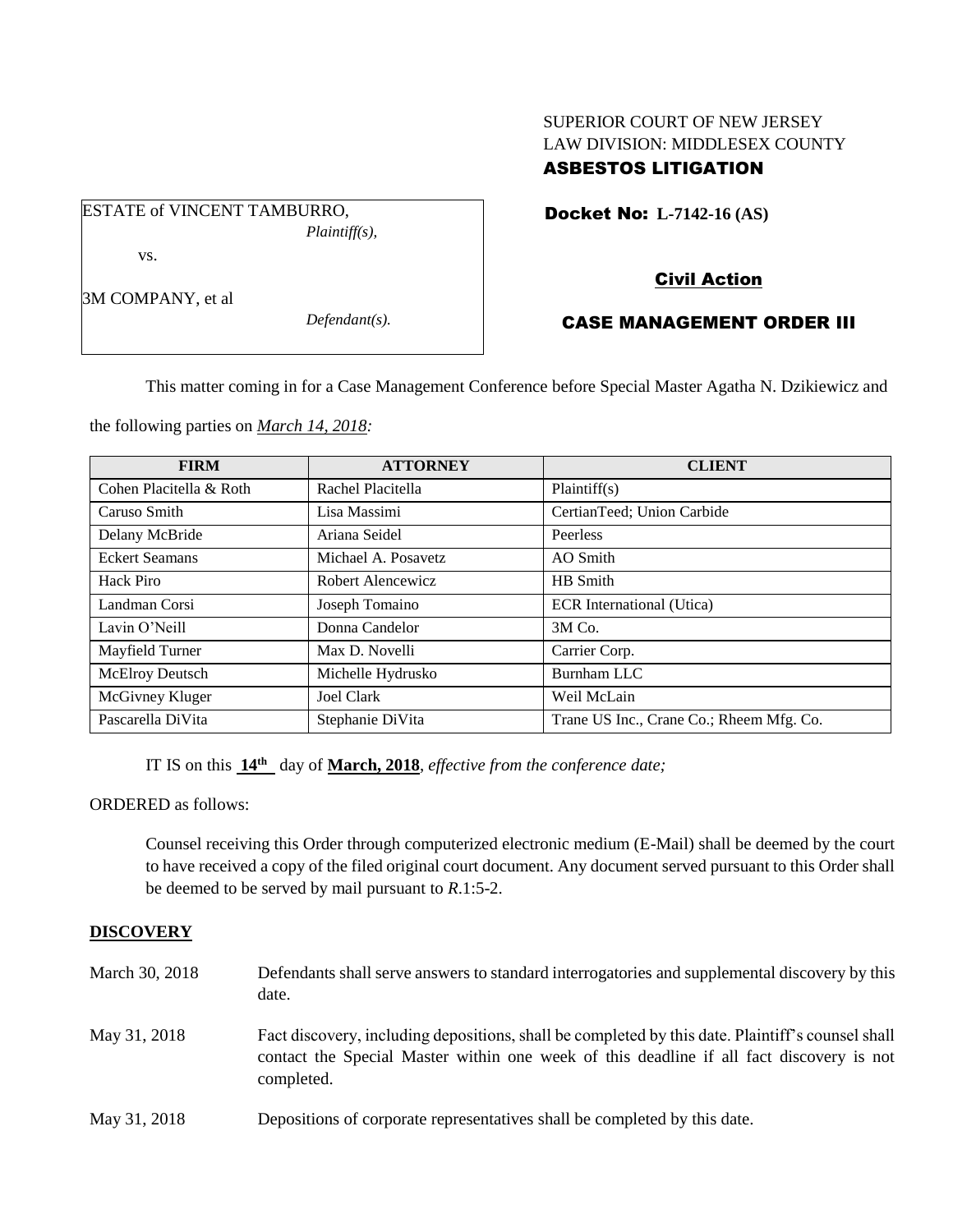SUPERIOR COURT OF NEW JERSEY
LAW DIVISION: MIDDLESEX COUNTY
**ASBESTOS LITIGATION**

ESTATE of VINCENT TAMBURRO,
*Plaintiff(s),*

vs.

3M COMPANY, et al
*Defendant(s).*

**Docket No: L-7142-16 (AS)**

**Civil Action**

**CASE MANAGEMENT ORDER III**

This matter coming in for a Case Management Conference before Special Master Agatha N. Dzikiewicz and the following parties on *March 14, 2018:*

| FIRM | ATTORNEY | CLIENT |
|---|---|---|
| Cohen Placitella & Roth | Rachel Placitella | Plaintiff(s) |
| Caruso Smith | Lisa Massimi | CertianTeed; Union Carbide |
| Delany McBride | Ariana Seidel | Peerless |
| Eckert Seamans | Michael A. Posavetz | AO Smith |
| Hack Piro | Robert Alencewicz | HB Smith |
| Landman Corsi | Joseph Tomaino | ECR International (Utica) |
| Lavin O'Neill | Donna Candelor | 3M Co. |
| Mayfield Turner | Max D. Novelli | Carrier Corp. |
| McElroy Deutsch | Michelle Hydrusko | Burnham LLC |
| McGivney Kluger | Joel Clark | Weil McLain |
| Pascarella DiVita | Stephanie DiVita | Trane US Inc., Crane Co.; Rheem Mfg. Co. |

IT IS on this **14th** day of **March, 2018**, *effective from the conference date;*

ORDERED as follows:

Counsel receiving this Order through computerized electronic medium (E-Mail) shall be deemed by the court to have received a copy of the filed original court document. Any document served pursuant to this Order shall be deemed to be served by mail pursuant to *R*.1:5-2.

**DISCOVERY**

March 30, 2018 — Defendants shall serve answers to standard interrogatories and supplemental discovery by this date.

May 31, 2018 — Fact discovery, including depositions, shall be completed by this date. Plaintiff's counsel shall contact the Special Master within one week of this deadline if all fact discovery is not completed.

May 31, 2018 — Depositions of corporate representatives shall be completed by this date.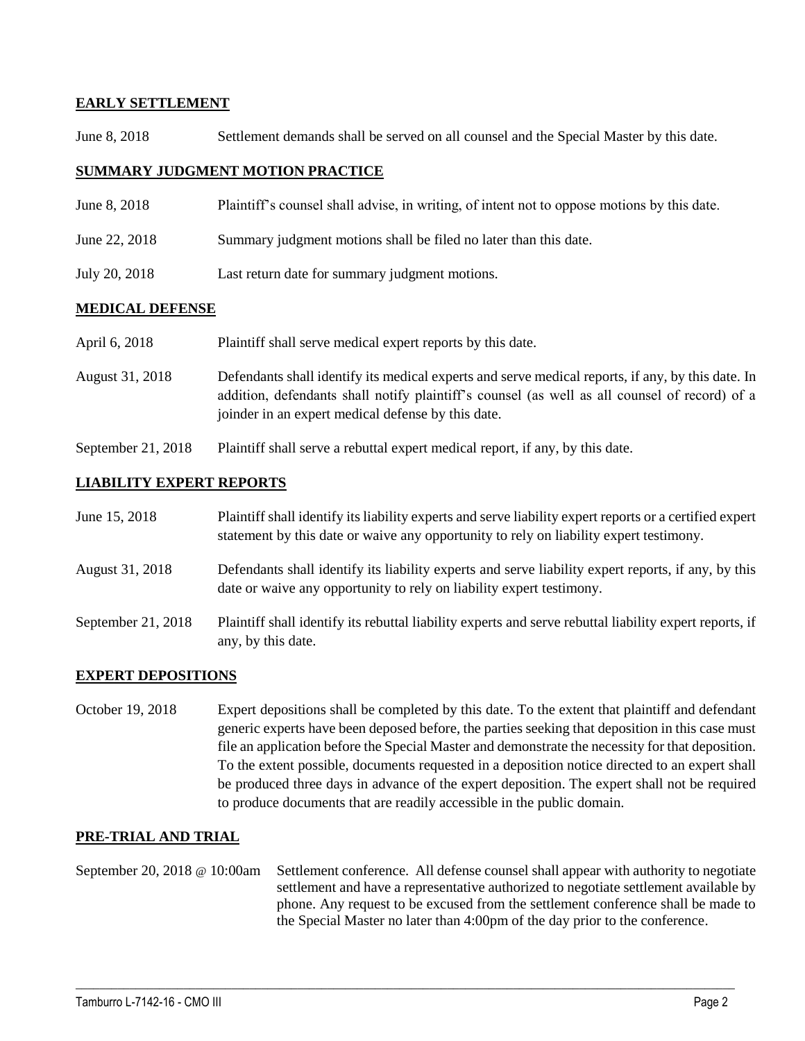**EARLY SETTLEMENT**

June 8, 2018 Settlement demands shall be served on all counsel and the Special Master by this date.

**SUMMARY JUDGMENT MOTION PRACTICE**

June 8, 2018 Plaintiff's counsel shall advise, in writing, of intent not to oppose motions by this date.

June 22, 2018 Summary judgment motions shall be filed no later than this date.

July 20, 2018 Last return date for summary judgment motions.

**MEDICAL DEFENSE**

April 6, 2018 Plaintiff shall serve medical expert reports by this date.

August 31, 2018 Defendants shall identify its medical experts and serve medical reports, if any, by this date. In addition, defendants shall notify plaintiff's counsel (as well as all counsel of record) of a joinder in an expert medical defense by this date.

September 21, 2018 Plaintiff shall serve a rebuttal expert medical report, if any, by this date.

**LIABILITY EXPERT REPORTS**

June 15, 2018 Plaintiff shall identify its liability experts and serve liability expert reports or a certified expert statement by this date or waive any opportunity to rely on liability expert testimony.

August 31, 2018 Defendants shall identify its liability experts and serve liability expert reports, if any, by this date or waive any opportunity to rely on liability expert testimony.

September 21, 2018 Plaintiff shall identify its rebuttal liability experts and serve rebuttal liability expert reports, if any, by this date.

**EXPERT DEPOSITIONS**

October 19, 2018 Expert depositions shall be completed by this date. To the extent that plaintiff and defendant generic experts have been deposed before, the parties seeking that deposition in this case must file an application before the Special Master and demonstrate the necessity for that deposition. To the extent possible, documents requested in a deposition notice directed to an expert shall be produced three days in advance of the expert deposition. The expert shall not be required to produce documents that are readily accessible in the public domain.

**PRE-TRIAL AND TRIAL**

September 20, 2018 @ 10:00am Settlement conference. All defense counsel shall appear with authority to negotiate settlement and have a representative authorized to negotiate settlement available by phone. Any request to be excused from the settlement conference shall be made to the Special Master no later than 4:00pm of the day prior to the conference.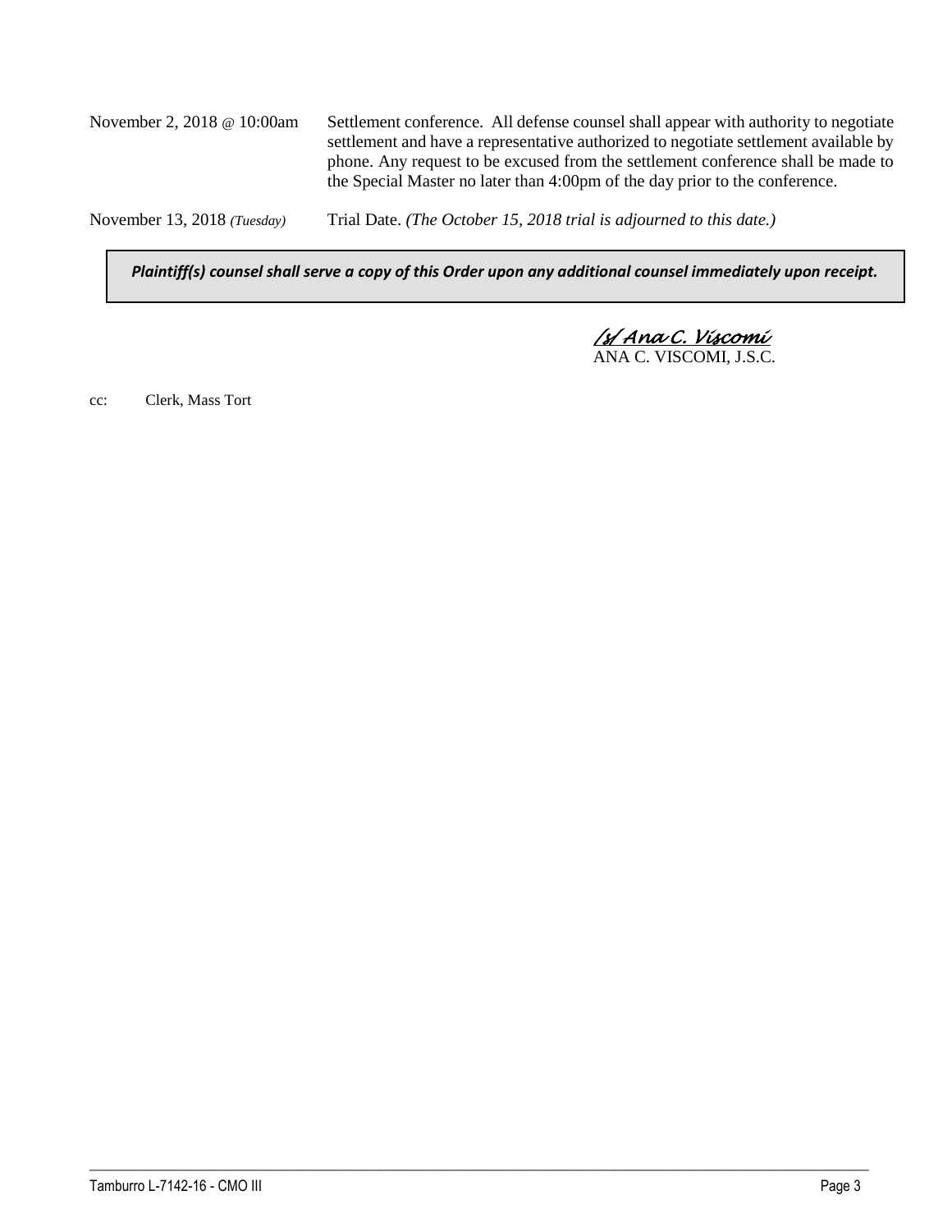| | |
|---|---|
| November 2, 2018 @ 10:00am | Settlement conference. All defense counsel shall appear with authority to negotiate settlement and have a representative authorized to negotiate settlement available by phone. Any request to be excused from the settlement conference shall be made to the Special Master no later than 4:00pm of the day prior to the conference. |
| November 13, 2018 *(Tuesday)* | Trial Date. *(The October 15, 2018 trial is adjourned to this date.)* |

***Plaintiff(s) counsel shall serve a copy of this Order upon any additional counsel immediately upon receipt.***

*/s/ Ana C. Viscomi*
ANA C. VISCOMI, J.S.C.

cc: Clerk, Mass Tort